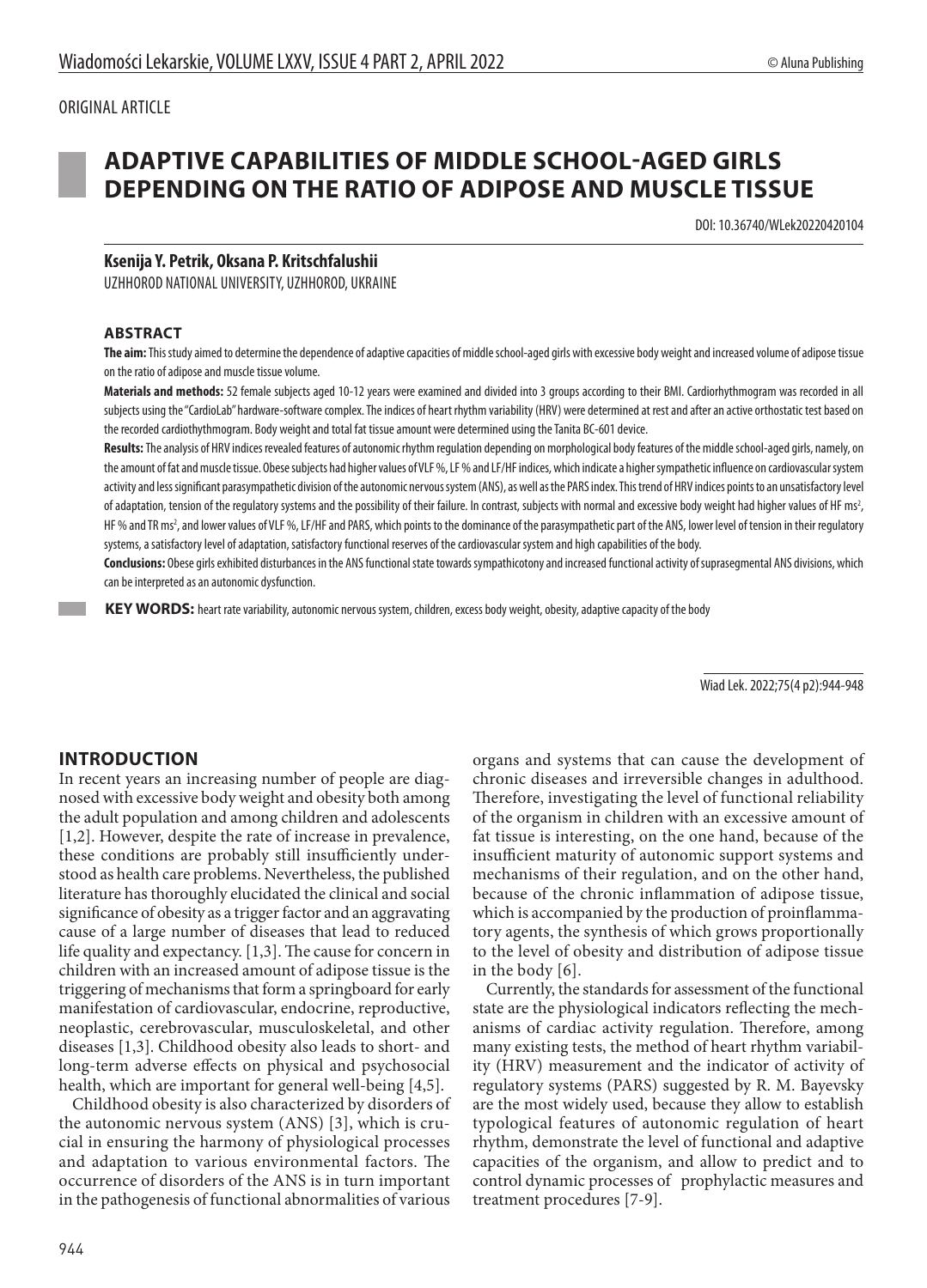ORIGINAL ARTICLE

# ADAPTIVE CAPABILITIES OF MIDDLE SCHOOL-AGED GIRLS DEPENDING ON THE RATIO OF ADIPOSE AND MUSCLE TISSUE

DOI: 10.36740/WLek20220420104

**Ksenija Y. Petrik, Oksana P. Kritschfalushii**

UZHHOROD NATIONAL UNIVERSITY, UZHHOROD, UKRAINE

## ABSTRACT

**The aim:** This study aimed to determine the dependence of adaptive capacities of middle school-aged girls with excessive body weight and increased volume of adipose tissue on the ratio of adipose and muscle tissue volume.

**Materials and methods:** 52 female subjects aged 10-12 years were examined and divided into 3 groups according to their BMI. Cardiorhythmogram was recorded in all subjects using the "CardioLab" hardware-software complex. The indices of heart rhythm variability (HRV) were determined at rest and after an active orthostatic test based on the recorded cardiothythmogram. Body weight and total fat tissue amount were determined using the Tanita BC-601 device.

**Results:** The analysis of HRV indices revealed features of autonomic rhythm regulation depending on morphological body features of the middle school-aged girls, namely, on the amount of fat and muscle tissue. Obese subjects had higher values of VLF %, LF % and LF/HF indices, which indicate a higher sympathetic influence on cardiovascular system activity and less significant parasympathetic division of the autonomic nervous system (ANS), as well as the PARS index. This trend of HRV indices points to an unsatisfactory level of adaptation, tension of the regulatory systems and the possibility of their failure. In contrast, subjects with normal and excessive body weight had higher values of HF ms$^2$, HF % and TR ms$^2$, and lower values of VLF %, LF/HF and PARS, which points to the dominance of the parasympathetic part of the ANS, lower level of tension in their regulatory systems, a satisfactory level of adaptation, satisfactory functional reserves of the cardiovascular system and high capabilities of the body.

**Conclusions:** Obese girls exhibited disturbances in the ANS functional state towards sympathicotony and increased functional activity of suprasegmental ANS divisions, which can be interpreted as an autonomic dysfunction.

**KEY WORDS:** heart rate variability, autonomic nervous system, children, excess body weight, obesity, adaptive capacity of the body

Wiad Lek. 2022;75(4 p2):944-948

## INTRODUCTION

In recent years an increasing number of people are diagnosed with excessive body weight and obesity both among the adult population and among children and adolescents [1,2]. However, despite the rate of increase in prevalence, these conditions are probably still insufficiently understood as health care problems. Nevertheless, the published literature has thoroughly elucidated the clinical and social significance of obesity as a trigger factor and an aggravating cause of a large number of diseases that lead to reduced life quality and expectancy. [1,3]. The cause for concern in children with an increased amount of adipose tissue is the triggering of mechanisms that form a springboard for early manifestation of cardiovascular, endocrine, reproductive, neoplastic, cerebrovascular, musculoskeletal, and other diseases [1,3]. Childhood obesity also leads to short- and long-term adverse effects on physical and psychosocial health, which are important for general well-being [4,5].

Childhood obesity is also characterized by disorders of the autonomic nervous system (ANS) [3], which is crucial in ensuring the harmony of physiological processes and adaptation to various environmental factors. The occurrence of disorders of the ANS is in turn important in the pathogenesis of functional abnormalities of various organs and systems that can cause the development of chronic diseases and irreversible changes in adulthood. Therefore, investigating the level of functional reliability of the organism in children with an excessive amount of fat tissue is interesting, on the one hand, because of the insufficient maturity of autonomic support systems and mechanisms of their regulation, and on the other hand, because of the chronic inflammation of adipose tissue, which is accompanied by the production of proinflammatory agents, the synthesis of which grows proportionally to the level of obesity and distribution of adipose tissue in the body [6].

Currently, the standards for assessment of the functional state are the physiological indicators reflecting the mechanisms of cardiac activity regulation. Therefore, among many existing tests, the method of heart rhythm variability (HRV) measurement and the indicator of activity of regulatory systems (PARS) suggested by R. M. Bayevsky are the most widely used, because they allow to establish typological features of autonomic regulation of heart rhythm, demonstrate the level of functional and adaptive capacities of the organism, and allow to predict and to control dynamic processes of prophylactic measures and treatment procedures [7-9].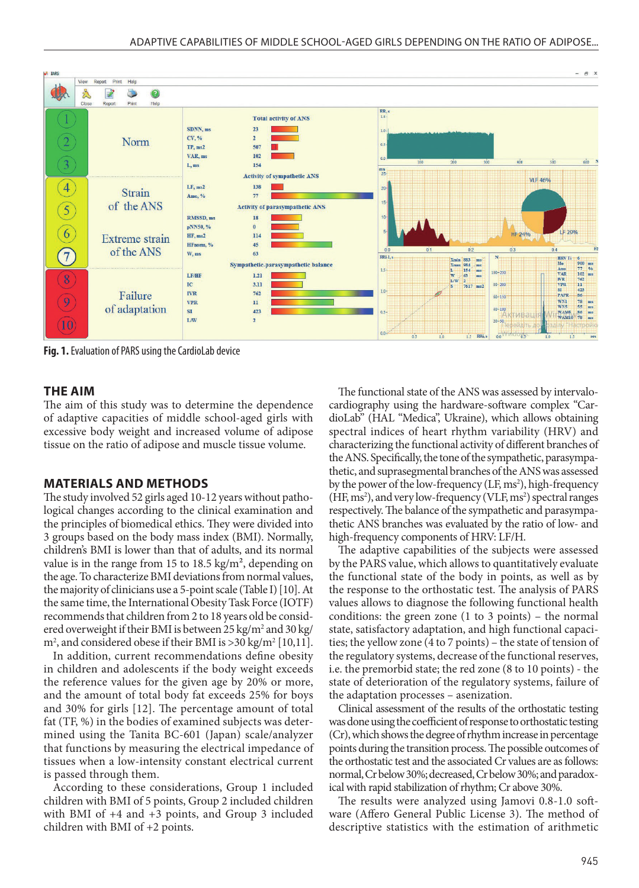Fig. 1. Evaluation of PARS using the CardioLab device

## THE AIM

The aim of this study was to determine the dependence of adaptive capacities of middle school-aged girls with excessive body weight and increased volume of adipose tissue on the ratio of adipose and muscle tissue volume.

## MATERIALS AND METHODS

The study involved 52 girls aged 10-12 years without pathological changes according to the clinical examination and the principles of biomedical ethics. They were divided into 3 groups based on the body mass index (BMI). Normally, children's BMI is lower than that of adults, and its normal value is in the range from 15 to 18.5 kg/m², depending on the age. To characterize BMI deviations from normal values, the majority of clinicians use a 5-point scale (Table I) [10]. At the same time, the International Obesity Task Force (IOTF) recommends that children from 2 to 18 years old be considered overweight if their BMI is between 25 kg/m² and 30 kg/m², and considered obese if their BMI is >30 kg/m² [10,11].

In addition, current recommendations define obesity in children and adolescents if the body weight exceeds the reference values for the given age by 20% or more, and the amount of total body fat exceeds 25% for boys and 30% for girls [12]. The percentage amount of total fat (TF, %) in the bodies of examined subjects was determined using the Tanita BC-601 (Japan) scale/analyzer that functions by measuring the electrical impedance of tissues when a low-intensity constant electrical current is passed through them.

According to these considerations, Group 1 included children with BMI of 5 points, Group 2 included children with BMI of +4 and +3 points, and Group 3 included children with BMI of +2 points.

The functional state of the ANS was assessed by intervalocardiography using the hardware-software complex "CardioLab" (HAL "Medica", Ukraine), which allows obtaining spectral indices of heart rhythm variability (HRV) and characterizing the functional activity of different branches of the ANS. Specifically, the tone of the sympathetic, parasympathetic, and suprasegmental branches of the ANS was assessed by the power of the low-frequency (LF, ms²), high-frequency (HF, ms²), and very low-frequency (VLF, ms²) spectral ranges respectively. The balance of the sympathetic and parasympathetic ANS branches was evaluated by the ratio of low- and high-frequency components of HRV: LF/H.

The adaptive capabilities of the subjects were assessed by the PARS value, which allows to quantitatively evaluate the functional state of the body in points, as well as by the response to the orthostatic test. The analysis of PARS values allows to diagnose the following functional health conditions: the green zone (1 to 3 points) – the normal state, satisfactory adaptation, and high functional capacities; the yellow zone (4 to 7 points) – the state of tension of the regulatory systems, decrease of the functional reserves, i.e. the premorbid state; the red zone (8 to 10 points) - the state of deterioration of the regulatory systems, failure of the adaptation processes – asenization.

Clinical assessment of the results of the orthostatic testing was done using the coefficient of response to orthostatic testing (Cr), which shows the degree of rhythm increase in percentage points during the transition process. The possible outcomes of the orthostatic test and the associated Cr values are as follows: normal, Cr below 30%; decreased, Cr below 30%; and paradoxical with rapid stabilization of rhythm; Cr above 30%.

The results were analyzed using Jamovi 0.8-1.0 software (Affero General Public License 3). The method of descriptive statistics with the estimation of arithmetic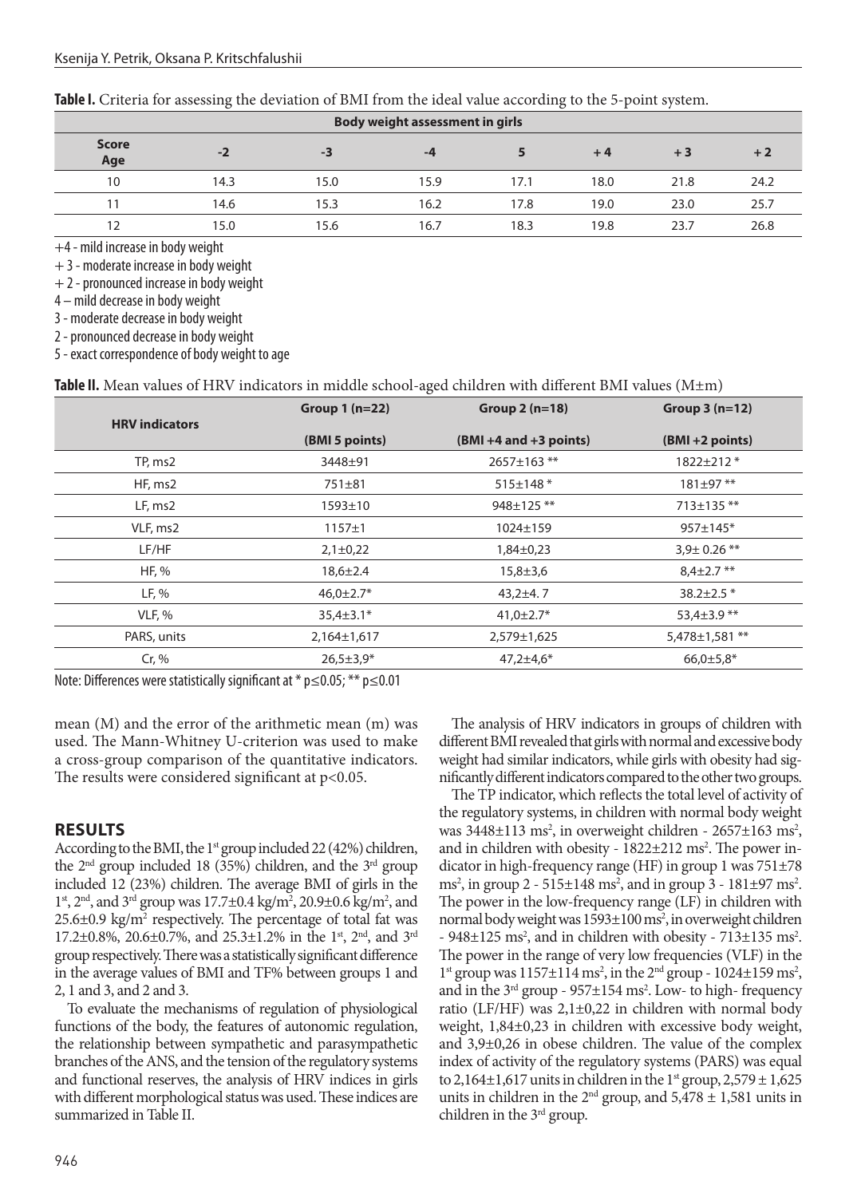**Table I.** Criteria for assessing the deviation of BMI from the ideal value according to the 5-point system.

| Body weight assessment in girls | | | | | | | |
|---|---|---|---|---|---|---|---|
| Score / Age | -2 | -3 | -4 | 5 | + 4 | + 3 | + 2 |
| 10 | 14.3 | 15.0 | 15.9 | 17.1 | 18.0 | 21.8 | 24.2 |
| 11 | 14.6 | 15.3 | 16.2 | 17.8 | 19.0 | 23.0 | 25.7 |
| 12 | 15.0 | 15.6 | 16.7 | 18.3 | 19.8 | 23.7 | 26.8 |

+4 - mild increase in body weight
+ 3 - moderate increase in body weight
+ 2 - pronounced increase in body weight
4 – mild decrease in body weight
3 - moderate decrease in body weight
2 - pronounced decrease in body weight
5 - exact correspondence of body weight to age

**Table II.** Mean values of HRV indicators in middle school-aged children with different BMI values (M±m)

| HRV indicators | Group 1 (n=22) (BMI 5 points) | Group 2 (n=18) (BMI +4 and +3 points) | Group 3 (n=12) (BMI +2 points) |
|---|---|---|---|
| TP, ms2 | 3448±91 | 2657±163 ** | 1822±212 * |
| HF, ms2 | 751±81 | 515±148 * | 181±97 ** |
| LF, ms2 | 1593±10 | 948±125 ** | 713±135 ** |
| VLF, ms2 | 1157±1 | 1024±159 | 957±145* |
| LF/HF | 2,1±0,22 | 1,84±0,23 | 3,9± 0.26 ** |
| HF, % | 18,6±2.4 | 15,8±3,6 | 8,4±2.7 ** |
| LF, % | 46,0±2.7* | 43,2±4. 7 | 38.2±2.5 * |
| VLF, % | 35,4±3.1* | 41,0±2.7* | 53,4±3.9 ** |
| PARS, units | 2,164±1,617 | 2,579±1,625 | 5,478±1,581 ** |
| Cr, % | 26,5±3,9* | 47,2±4,6* | 66,0±5,8* |

Note: Differences were statistically significant at * $p \leq 0.05$; ** $p \leq 0.01$

mean (M) and the error of the arithmetic mean (m) was used. The Mann-Whitney U-criterion was used to make a cross-group comparison of the quantitative indicators. The results were considered significant at $p<0.05$.

## RESULTS

According to the BMI, the 1st group included 22 (42%) children, the 2nd group included 18 (35%) children, and the 3rd group included 12 (23%) children. The average BMI of girls in the 1st, 2nd, and 3rd group was 17.7±0.4 kg/m$^2$, 20.9±0.6 kg/m$^2$, and 25.6±0.9 kg/m$^2$ respectively. The percentage of total fat was 17.2±0.8%, 20.6±0.7%, and 25.3±1.2% in the 1st, 2nd, and 3rd group respectively. There was a statistically significant difference in the average values of BMI and TF% between groups 1 and 2, 1 and 3, and 2 and 3.

To evaluate the mechanisms of regulation of physiological functions of the body, the features of autonomic regulation, the relationship between sympathetic and parasympathetic branches of the ANS, and the tension of the regulatory systems and functional reserves, the analysis of HRV indices in girls with different morphological status was used. These indices are summarized in Table II.

The analysis of HRV indicators in groups of children with different BMI revealed that girls with normal and excessive body weight had similar indicators, while girls with obesity had significantly different indicators compared to the other two groups.

The TP indicator, which reflects the total level of activity of the regulatory systems, in children with normal body weight was 3448±113 ms$^2$, in overweight children - 2657±163 ms$^2$, and in children with obesity - 1822±212 ms$^2$. The power indicator in high-frequency range (HF) in group 1 was 751±78 ms$^2$, in group 2 - 515±148 ms$^2$, and in group 3 - 181±97 ms$^2$. The power in the low-frequency range (LF) in children with normal body weight was 1593±100 ms$^2$, in overweight children - 948±125 ms$^2$, and in children with obesity - 713±135 ms$^2$. The power in the range of very low frequencies (VLF) in the 1st group was 1157±114 ms$^2$, in the 2nd group - 1024±159 ms$^2$, and in the 3rd group - 957±154 ms$^2$. Low- to high- frequency ratio (LF/HF) was 2,1±0,22 in children with normal body weight, 1,84±0,23 in children with excessive body weight, and 3,9±0,26 in obese children. The value of the complex index of activity of the regulatory systems (PARS) was equal to 2,164±1,617 units in children in the 1st group, 2,579 ± 1,625 units in children in the 2nd group, and 5,478 ± 1,581 units in children in the 3rd group.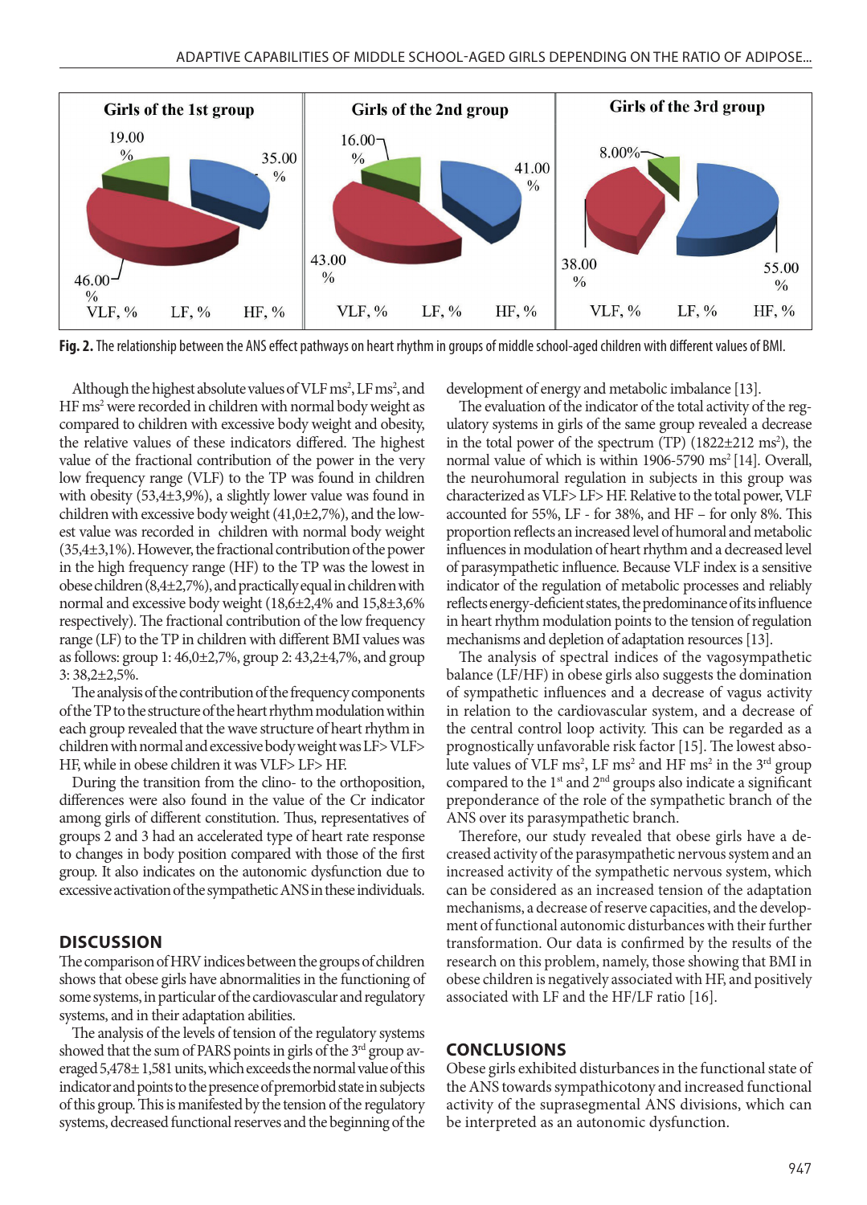Fig. 2. The relationship between the ANS effect pathways on heart rhythm in groups of middle school-aged children with different values of BMI.

Although the highest absolute values of VLF ms², LF ms², and HF ms² were recorded in children with normal body weight as compared to children with excessive body weight and obesity, the relative values of these indicators differed. The highest value of the fractional contribution of the power in the very low frequency range (VLF) to the TP was found in children with obesity (53,4±3,9%), a slightly lower value was found in children with excessive body weight (41,0±2,7%), and the lowest value was recorded in children with normal body weight (35,4±3,1%). However, the fractional contribution of the power in the high frequency range (HF) to the TP was the lowest in obese children (8,4±2,7%), and practically equal in children with normal and excessive body weight (18,6±2,4% and 15,8±3,6% respectively). The fractional contribution of the low frequency range (LF) to the TP in children with different BMI values was as follows: group 1: 46,0±2,7%, group 2: 43,2±4,7%, and group 3: 38,2±2,5%.

The analysis of the contribution of the frequency components of the TP to the structure of the heart rhythm modulation within each group revealed that the wave structure of heart rhythm in children with normal and excessive body weight was LF> VLF> HF, while in obese children it was VLF> LF> HF.

During the transition from the clino- to the orthoposition, differences were also found in the value of the Cr indicator among girls of different constitution. Thus, representatives of groups 2 and 3 had an accelerated type of heart rate response to changes in body position compared with those of the first group. It also indicates on the autonomic dysfunction due to excessive activation of the sympathetic ANS in these individuals.

## DISCUSSION

The comparison of HRV indices between the groups of children shows that obese girls have abnormalities in the functioning of some systems, in particular of the cardiovascular and regulatory systems, and in their adaptation abilities.

The analysis of the levels of tension of the regulatory systems showed that the sum of PARS points in girls of the 3rd group averaged 5,478± 1,581 units, which exceeds the normal value of this indicator and points to the presence of premorbid state in subjects of this group. This is manifested by the tension of the regulatory systems, decreased functional reserves and the beginning of the development of energy and metabolic imbalance [13].

The evaluation of the indicator of the total activity of the regulatory systems in girls of the same group revealed a decrease in the total power of the spectrum (TP) (1822±212 ms²), the normal value of which is within 1906-5790 ms² [14]. Overall, the neurohumoral regulation in subjects in this group was characterized as VLF> LF> HF. Relative to the total power, VLF accounted for 55%, LF - for 38%, and HF – for only 8%. This proportion reflects an increased level of humoral and metabolic influences in modulation of heart rhythm and a decreased level of parasympathetic influence. Because VLF index is a sensitive indicator of the regulation of metabolic processes and reliably reflects energy-deficient states, the predominance of its influence in heart rhythm modulation points to the tension of regulation mechanisms and depletion of adaptation resources [13].

The analysis of spectral indices of the vagosympathetic balance (LF/HF) in obese girls also suggests the domination of sympathetic influences and a decrease of vagus activity in relation to the cardiovascular system, and a decrease of the central control loop activity. This can be regarded as a prognostically unfavorable risk factor [15]. The lowest absolute values of VLF ms², LF ms² and HF ms² in the 3rd group compared to the 1st and 2nd groups also indicate a significant preponderance of the role of the sympathetic branch of the ANS over its parasympathetic branch.

Therefore, our study revealed that obese girls have a decreased activity of the parasympathetic nervous system and an increased activity of the sympathetic nervous system, which can be considered as an increased tension of the adaptation mechanisms, a decrease of reserve capacities, and the development of functional autonomic disturbances with their further transformation. Our data is confirmed by the results of the research on this problem, namely, those showing that BMI in obese children is negatively associated with HF, and positively associated with LF and the HF/LF ratio [16].

## CONCLUSIONS

Obese girls exhibited disturbances in the functional state of the ANS towards sympathicotony and increased functional activity of the suprasegmental ANS divisions, which can be interpreted as an autonomic dysfunction.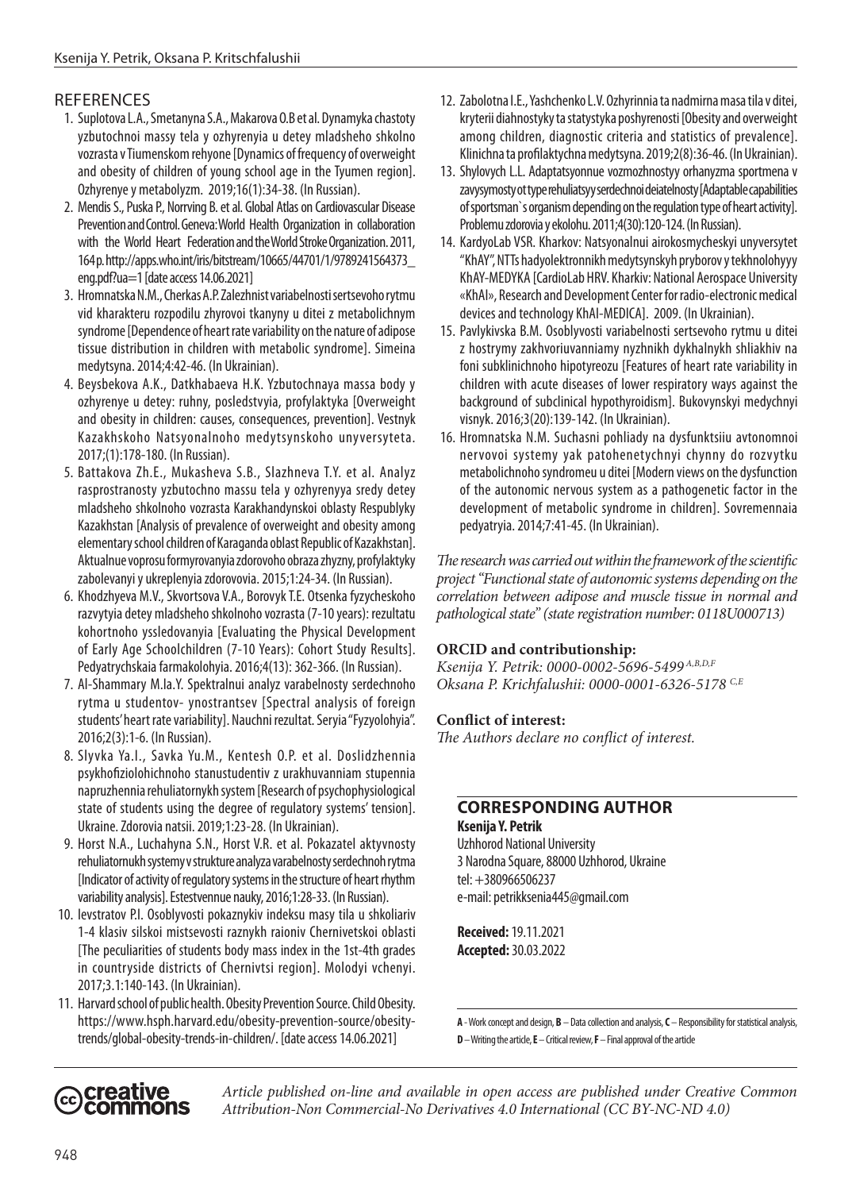## REFERENCES

1. Suplotova L.A., Smetanyna S.A., Makarova O.B et al. Dynamyka chastoty yzbutochnoi massy tela y ozhyrenyia u detey mladsheho shkolno vozrasta v Tiumenskom rehyone [Dynamics of frequency of overweight and obesity of children of young school age in the Tyumen region]. Ozhyrenye y metabolyzm. 2019;16(1):34-38. (In Russian).
2. Mendis S., Puska P., Norrving B. et al. Global Atlas on Cardiovascular Disease Prevention and Control. Geneva: World Health Organization in collaboration with the World Heart Federation and the World Stroke Organization. 2011, 164 p. http://apps.who.int/iris/bitstream/10665/44701/1/9789241564373_eng.pdf?ua=1 [date access 14.06.2021]
3. Hromnatska N.M., Cherkas A.P. Zalezhnist variabelnosti sertsevoho rytmu vid kharakteru rozpodilu zhyrovoi tkanyny u ditei z metabolichnym syndrome [Dependence of heart rate variability on the nature of adipose tissue distribution in children with metabolic syndrome]. Simeina medytsyna. 2014;4:42-46. (In Ukrainian).
4. Beysbekova A.K., Datkhabaeva H.K. Yzbutochnaya massa body y ozhyrenye u detey: ruhny, posledstvyia, profylaktyka [Overweight and obesity in children: causes, consequences, prevention]. Vestnyk Kazakhskoho Natsyonalnoho medytsynskoho unyversyteta. 2017;(1):178-180. (In Russian).
5. Battakova Zh.E., Mukasheva S.B., Slazhneva T.Y. et al. Analyz rasprostranosty yzbutochno massu tela y ozhyrenyya sredy detey mladsheho shkolnoho vozrasta Karakhandynskoi oblasty Respublyky Kazakhstan [Analysis of prevalence of overweight and obesity among elementary school children of Karaganda oblast Republic of Kazakhstan]. Aktualnue voprosu formyrovanyia zdorovoho obraza zhyzny, profylaktyky zabolevanyi y ukreplenyia zdorovovia. 2015;1:24-34. (In Russian).
6. Khodzhyeva M.V., Skvortsova V.A., Borovyk T.E. Otsenka fyzycheskoho razvytyia detey mladsheho shkolnoho vozrasta (7-10 years): rezultatu kohortnoho yssledovanyia [Evaluating the Physical Development of Early Age Schoolchildren (7-10 Years): Cohort Study Results]. Pedyatrychskaia farmakolohyia. 2016;4(13): 362-366. (In Russian).
7. Al-Shammary M.Ia.Y. Spektralnui analyz varabelnosty serdechnoho rytma u studentov- ynostrantsev [Spectral analysis of foreign students' heart rate variability]. Nauchni rezultat. Seryia "Fyzyolohyia". 2016;2(3):1-6. (In Russian).
8. Slyvka Ya.I., Savka Yu.M., Kentesh O.P. et al. Doslidzhennia psykhofiziolohichnoho stanustudentiv z urakhuvanniam stupennia napruzhennia rehuliatornykh system [Research of psychophysiological state of students using the degree of regulatory systems' tension]. Ukraine. Zdorovia natsii. 2019;1:23-28. (In Ukrainian).
9. Horst N.A., Luchahyna S.N., Horst V.R. et al. Pokazatel aktyvnosty rehuliatornukh systemy v strukture analyza varabelnosty serdechnoh rytma [Indicator of activity of regulatory systems in the structure of heart rhythm variability analysis]. Estestvennue nauky, 2016;1:28-33. (In Russian).
10. Ievstratov P.I. Osoblyvosti pokaznykiv indeksu masy tila u shkoliariv 1-4 klasiv silskoi mistsevosti raznykh raioniv Chernivetskoi oblasti [The peculiarities of students body mass index in the 1st-4th grades in countryside districts of Chernivtsi region]. Molodyi vchenyi. 2017;3.1:140-143. (In Ukrainian).
11. Harvard school of public health. Obesity Prevention Source. Child Obesity. https://www.hsph.harvard.edu/obesity-prevention-source/obesity-trends/global-obesity-trends-in-children/. [date access 14.06.2021]
12. Zabolotna I.E., Yashchenko L.V. Ozhyrinnia ta nadmirna masa tila v ditei, kryterii diahnostyky ta statystyka poshyrenosti [Obesity and overweight among children, diagnostic criteria and statistics of prevalence]. Klinichna ta profilaktychna medytsyna. 2019;2(8):36-46. (In Ukrainian).
13. Shylovych L.L. Adaptatsyonnue vozmozhnostyy orhanyzma sportmena v zavysymosty ot type rehuliatsyy serdechnoi deiatelnosty [Adaptable capabilities of sportsman`s organism depending on the regulation type of heart activity]. Problemu zdorovia y ekolohu. 2011;4(30):120-124. (In Russian).
14. KardyoLab VSR. Kharkov: Natsyonalnui airokosmycheskyi unyversytet "KhAY", NTTs hadyolektronnikh medytsynskyh pryborov y tekhnolohyyy KhAY-MEDYKA [CardioLab HRV. Kharkiv: National Aerospace University «KhAI», Research and Development Center for radio-electronic medical devices and technology KhAI-MEDICA]. 2009. (In Ukrainian).
15. Pavlykivska B.M. Osoblyvosti variabelnosti sertsevoho rytmu u ditei z hostrymy zakhvoriuvanniamy nyzhnikh dykhalnykh shliakhiv na foni subklinichnoho hipotyreozu [Features of heart rate variability in children with acute diseases of lower respiratory ways against the background of subclinical hypothyroidism]. Bukovynskyi medychnyi visnyk. 2016;3(20):139-142. (In Ukrainian).
16. Hromnatska N.M. Suchasni pohliady na dysfunktsiiu avtonomnoi nervovoi systemy yak patohenetychnyi chynny do rozvytku metabolichnoho syndromeu u ditei [Modern views on the dysfunction of the autonomic nervous system as a pathogenetic factor in the development of metabolic syndrome in children]. Sovremennaia pedyatryia. 2014;7:41-45. (In Ukrainian).

*The research was carried out within the framework of the scientific project "Functional state of autonomic systems depending on the correlation between adipose and muscle tissue in normal and pathological state" (state registration number: 0118U000713)*

**ORCID and contributionship:**

*Ksenija Y. Petrik: 0000-0002-5696-5499* [A,B,D,F]
*Oksana P. Krichfalushii: 0000-0001-6326-5178* [C,E]

**Conflict of interest:**

*The Authors declare no conflict of interest.*

## CORRESPONDING AUTHOR

**Ksenija Y. Petrik**
Uzhhorod National University
3 Narodna Square, 88000 Uzhhorod, Ukraine
tel: +380966506237
e-mail: petrikksenia445@gmail.com

**Received:** 19.11.2021
**Accepted:** 30.03.2022

**A** - Work concept and design, **B** – Data collection and analysis, **C** – Responsibility for statistical analysis, **D** – Writing the article, **E** – Critical review, **F** – Final approval of the article

*Article published on-line and available in open access are published under Creative Common Attribution-Non Commercial-No Derivatives 4.0 International (CC BY-NC-ND 4.0)*